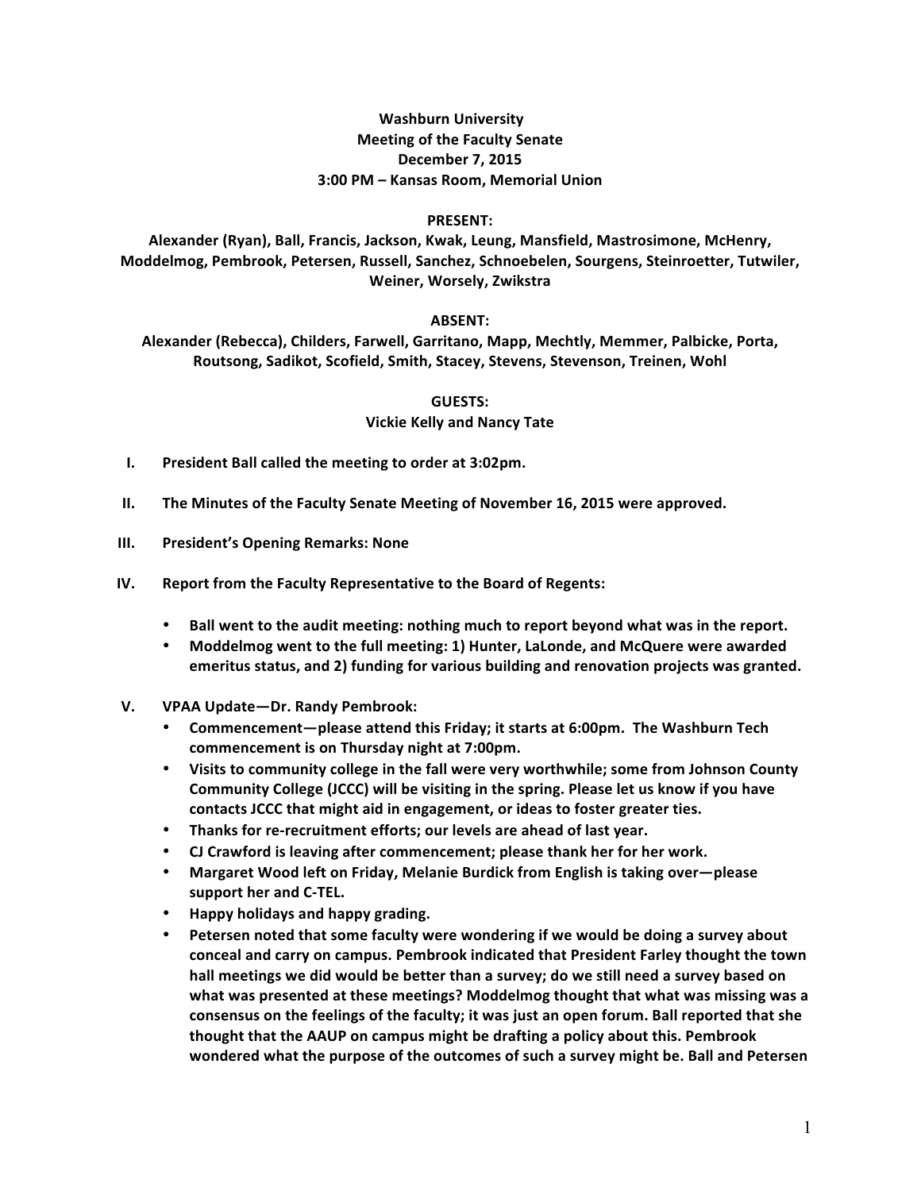**Washburn University**
**Meeting of the Faculty Senate**
**December 7, 2015**
**3:00 PM – Kansas Room, Memorial Union**

**PRESENT:**

**Alexander (Ryan), Ball, Francis, Jackson, Kwak, Leung, Mansfield, Mastrosimone, McHenry, Moddelmog, Pembrook, Petersen, Russell, Sanchez, Schnoebelen, Sourgens, Steinroetter, Tutwiler, Weiner, Worsely, Zwikstra**

**ABSENT:**

**Alexander (Rebecca), Childers, Farwell, Garritano, Mapp, Mechtly, Memmer, Palbicke, Porta, Routsong, Sadikot, Scofield, Smith, Stacey, Stevens, Stevenson, Treinen, Wohl**

**GUESTS:**

**Vickie Kelly and Nancy Tate**

I. **President Ball called the meeting to order at 3:02pm.**

II. **The Minutes of the Faculty Senate Meeting of November 16, 2015 were approved.**

III. **President's Opening Remarks: None**

IV. **Report from the Faculty Representative to the Board of Regents:**

- **Ball went to the audit meeting: nothing much to report beyond what was in the report.**
- **Moddelmog went to the full meeting: 1) Hunter, LaLonde, and McQuere were awarded emeritus status, and 2) funding for various building and renovation projects was granted.**

V. **VPAA Update—Dr. Randy Pembrook:**

- **Commencement—please attend this Friday; it starts at 6:00pm. The Washburn Tech commencement is on Thursday night at 7:00pm.**
- **Visits to community college in the fall were very worthwhile; some from Johnson County Community College (JCCC) will be visiting in the spring. Please let us know if you have contacts JCCC that might aid in engagement, or ideas to foster greater ties.**
- **Thanks for re-recruitment efforts; our levels are ahead of last year.**
- **CJ Crawford is leaving after commencement; please thank her for her work.**
- **Margaret Wood left on Friday, Melanie Burdick from English is taking over—please support her and C-TEL.**
- **Happy holidays and happy grading.**
- **Petersen noted that some faculty were wondering if we would be doing a survey about conceal and carry on campus. Pembrook indicated that President Farley thought the town hall meetings we did would be better than a survey; do we still need a survey based on what was presented at these meetings? Moddelmog thought that what was missing was a consensus on the feelings of the faculty; it was just an open forum. Ball reported that she thought that the AAUP on campus might be drafting a policy about this. Pembrook wondered what the purpose of the outcomes of such a survey might be. Ball and Petersen**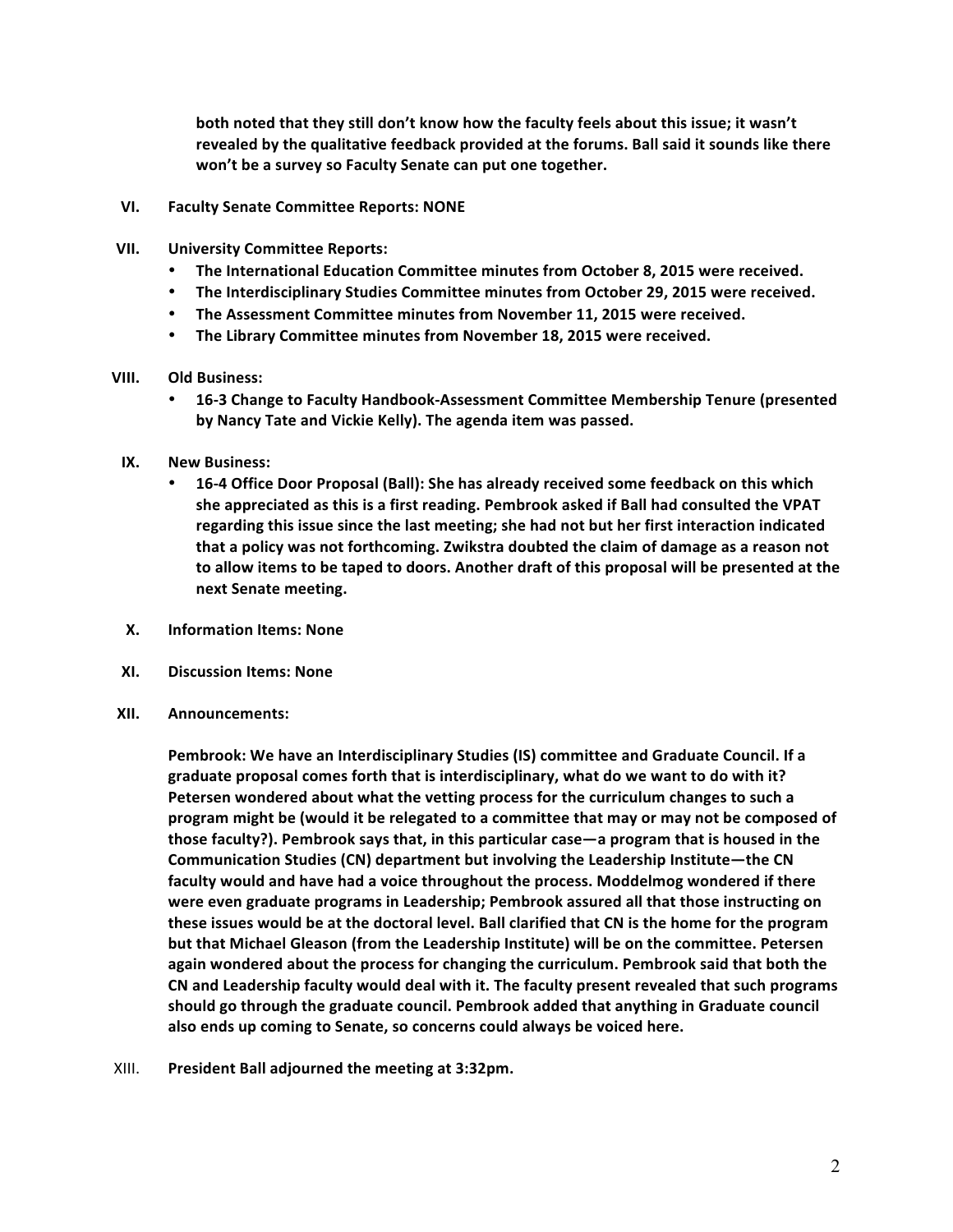**both noted that they still don't know how the faculty feels about this issue; it wasn't revealed by the qualitative feedback provided at the forums. Ball said it sounds like there won't be a survey so Faculty Senate can put one together.**

VI. **Faculty Senate Committee Reports: NONE**

VII. **University Committee Reports:**
- **The International Education Committee minutes from October 8, 2015 were received.**
- **The Interdisciplinary Studies Committee minutes from October 29, 2015 were received.**
- **The Assessment Committee minutes from November 11, 2015 were received.**
- **The Library Committee minutes from November 18, 2015 were received.**

VIII. **Old Business:**
- **16-3 Change to Faculty Handbook-Assessment Committee Membership Tenure (presented by Nancy Tate and Vickie Kelly). The agenda item was passed.**

IX. **New Business:**
- **16-4 Office Door Proposal (Ball): She has already received some feedback on this which she appreciated as this is a first reading. Pembrook asked if Ball had consulted the VPAT regarding this issue since the last meeting; she had not but her first interaction indicated that a policy was not forthcoming. Zwikstra doubted the claim of damage as a reason not to allow items to be taped to doors. Another draft of this proposal will be presented at the next Senate meeting.**

X. **Information Items: None**

XI. **Discussion Items: None**

XII. **Announcements:**

**Pembrook: We have an Interdisciplinary Studies (IS) committee and Graduate Council. If a graduate proposal comes forth that is interdisciplinary, what do we want to do with it? Petersen wondered about what the vetting process for the curriculum changes to such a program might be (would it be relegated to a committee that may or may not be composed of those faculty?). Pembrook says that, in this particular case—a program that is housed in the Communication Studies (CN) department but involving the Leadership Institute—the CN faculty would and have had a voice throughout the process. Moddelmog wondered if there were even graduate programs in Leadership; Pembrook assured all that those instructing on these issues would be at the doctoral level. Ball clarified that CN is the home for the program but that Michael Gleason (from the Leadership Institute) will be on the committee. Petersen again wondered about the process for changing the curriculum. Pembrook said that both the CN and Leadership faculty would deal with it. The faculty present revealed that such programs should go through the graduate council. Pembrook added that anything in Graduate council also ends up coming to Senate, so concerns could always be voiced here.**

XIII. **President Ball adjourned the meeting at 3:32pm.**